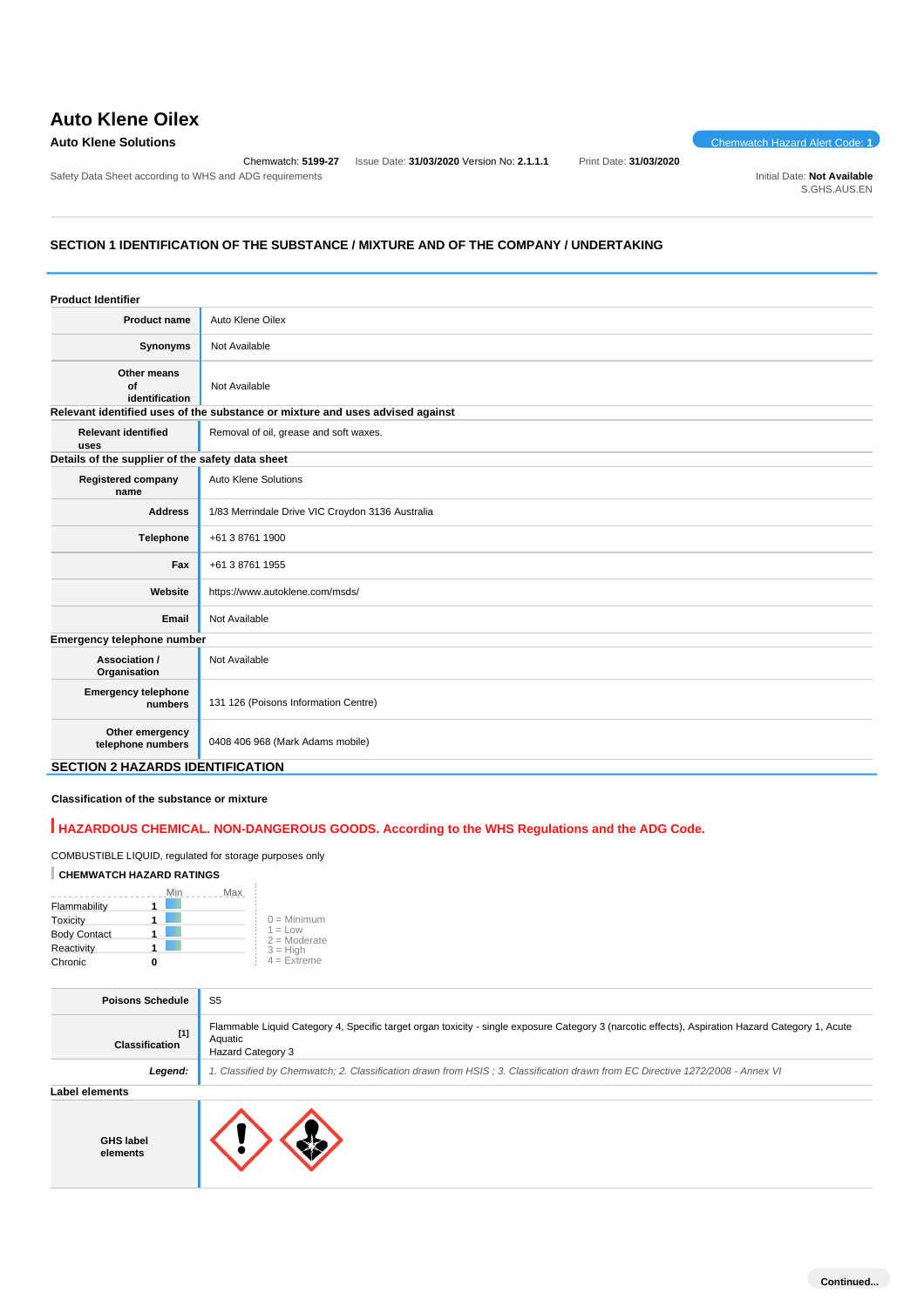# Auto Klene Oilex

**Auto Klene Solutions**

Chemwatch Hazard Alert Code: **1**

Chemwatch: **5199-27** Issue Date: **31/03/2020** Version No: **2.1.1.1** Print Date: **31/03/2020**

Safety Data Sheet according to WHS and ADG requirements

Initial Date: **Not Available**
S.GHS.AUS.EN

## SECTION 1 IDENTIFICATION OF THE SUBSTANCE / MIXTURE AND OF THE COMPANY / UNDERTAKING

### Product Identifier

| | |
|---|---|
| **Product name** | Auto Klene Oilex |
| **Synonyms** | Not Available |
| **Other means of identification** | Not Available |

### Relevant identified uses of the substance or mixture and uses advised against

| | |
|---|---|
| **Relevant identified uses** | Removal of oil, grease and soft waxes. |

### Details of the supplier of the safety data sheet

| | |
|---|---|
| **Registered company name** | Auto Klene Solutions |
| **Address** | 1/83 Merrindale Drive VIC Croydon 3136 Australia |
| **Telephone** | +61 3 8761 1900 |
| **Fax** | +61 3 8761 1955 |
| **Website** | https://www.autoklene.com/msds/ |
| **Email** | Not Available |

### Emergency telephone number

| | |
|---|---|
| **Association / Organisation** | Not Available |
| **Emergency telephone numbers** | 131 126 (Poisons Information Centre) |
| **Other emergency telephone numbers** | 0408 406 968 (Mark Adams mobile) |

## SECTION 2 HAZARDS IDENTIFICATION

### Classification of the substance or mixture

**HAZARDOUS CHEMICAL. NON-DANGEROUS GOODS. According to the WHS Regulations and the ADG Code.**

COMBUSTIBLE LIQUID, regulated for storage purposes only

**CHEMWATCH HAZARD RATINGS**

| | Min | Max |
|---|---|---|
| Flammability | 1 | |
| Toxicity | 1 | |
| Body Contact | 1 | |
| Reactivity | 1 | |
| Chronic | 0 | |

0 = Minimum
1 = Low
2 = Moderate
3 = High
4 = Extreme

| | |
|---|---|
| **Poisons Schedule** | S5 |
| **Classification** [1] | Flammable Liquid Category 4, Specific target organ toxicity - single exposure Category 3 (narcotic effects), Aspiration Hazard Category 1, Acute Aquatic Hazard Category 3 |
| ***Legend:*** | *1. Classified by Chemwatch; 2. Classification drawn from HSIS ; 3. Classification drawn from EC Directive 1272/2008 - Annex VI* |

### Label elements

| | |
|---|---|
| **GHS label elements** | |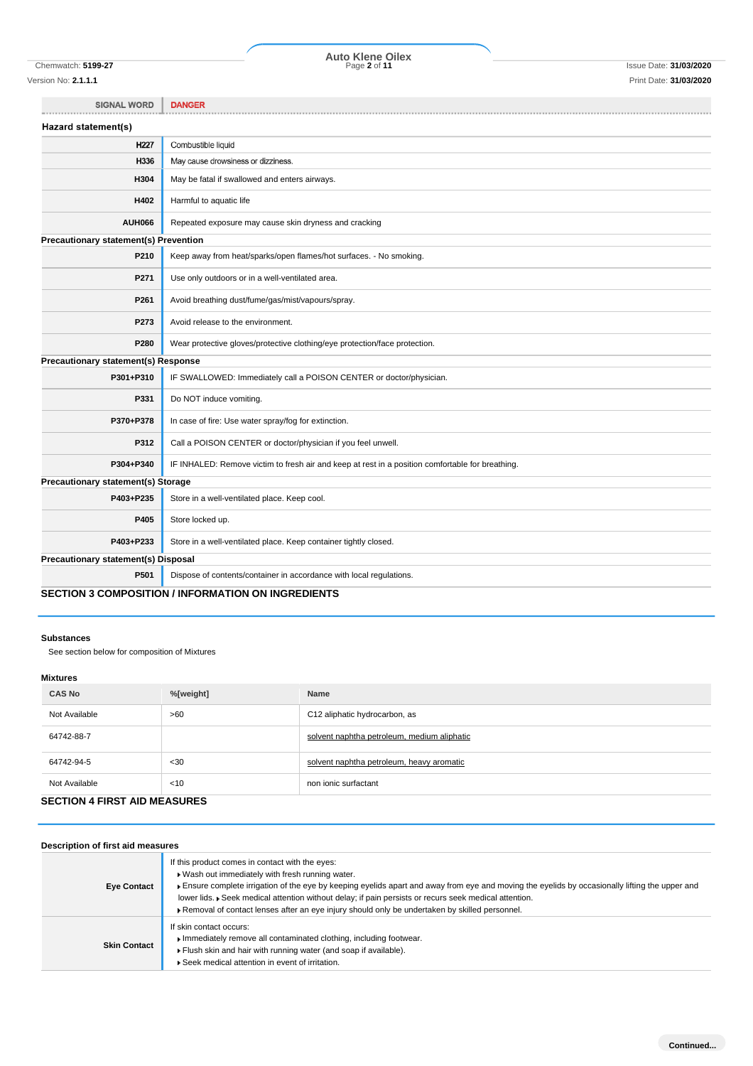| SIGNAL WORD | DANGER |
|---|---|

**Hazard statement(s)**

| | |
|---|---|
| H227 | Combustible liquid |
| H336 | May cause drowsiness or dizziness. |
| H304 | May be fatal if swallowed and enters airways. |
| H402 | Harmful to aquatic life |
| AUH066 | Repeated exposure may cause skin dryness and cracking |

**Precautionary statement(s) Prevention**

| | |
|---|---|
| P210 | Keep away from heat/sparks/open flames/hot surfaces. - No smoking. |
| P271 | Use only outdoors or in a well-ventilated area. |
| P261 | Avoid breathing dust/fume/gas/mist/vapours/spray. |
| P273 | Avoid release to the environment. |
| P280 | Wear protective gloves/protective clothing/eye protection/face protection. |

**Precautionary statement(s) Response**

| | |
|---|---|
| P301+P310 | IF SWALLOWED: Immediately call a POISON CENTER or doctor/physician. |
| P331 | Do NOT induce vomiting. |
| P370+P378 | In case of fire: Use water spray/fog for extinction. |
| P312 | Call a POISON CENTER or doctor/physician if you feel unwell. |
| P304+P340 | IF INHALED: Remove victim to fresh air and keep at rest in a position comfortable for breathing. |

**Precautionary statement(s) Storage**

| | |
|---|---|
| P403+P235 | Store in a well-ventilated place. Keep cool. |
| P405 | Store locked up. |
| P403+P233 | Store in a well-ventilated place. Keep container tightly closed. |

**Precautionary statement(s) Disposal**

| | |
|---|---|
| P501 | Dispose of contents/container in accordance with local regulations. |

## SECTION 3 COMPOSITION / INFORMATION ON INGREDIENTS

### Substances

See section below for composition of Mixtures

### Mixtures

| CAS No | %[weight] | Name |
|---|---|---|
| Not Available | >60 | C12 aliphatic hydrocarbon, as |
| 64742-88-7 | | solvent naphtha petroleum, medium aliphatic |
| 64742-94-5 | <30 | solvent naphtha petroleum, heavy aromatic |
| Not Available | <10 | non ionic surfactant |

## SECTION 4 FIRST AID MEASURES

### Description of first aid measures

| | |
|---|---|
| Eye Contact | If this product comes in contact with the eyes:<br>▸ Wash out immediately with fresh running water.<br>▸ Ensure complete irrigation of the eye by keeping eyelids apart and away from eye and moving the eyelids by occasionally lifting the upper and lower lids. ▸ Seek medical attention without delay; if pain persists or recurs seek medical attention.<br>▸ Removal of contact lenses after an eye injury should only be undertaken by skilled personnel. |
| Skin Contact | If skin contact occurs:<br>▸ Immediately remove all contaminated clothing, including footwear.<br>▸ Flush skin and hair with running water (and soap if available).<br>▸ Seek medical attention in event of irritation. |

Continued...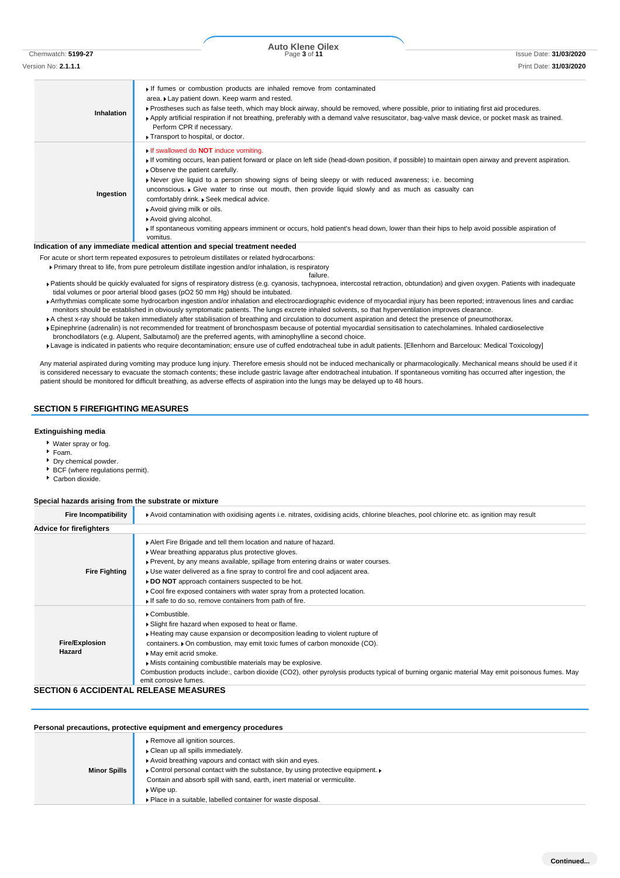| | |
|---|---|
| **Inhalation** | ▸ If fumes or combustion products are inhaled remove from contaminated area. ▸ Lay patient down. Keep warm and rested.<br>▸ Prostheses such as false teeth, which may block airway, should be removed, where possible, prior to initiating first aid procedures.<br>▸ Apply artificial respiration if not breathing, preferably with a demand valve resuscitator, bag-valve mask device, or pocket mask as trained. Perform CPR if necessary.<br>▸ Transport to hospital, or doctor. |
| **Ingestion** | ▸ If swallowed do **NOT** induce vomiting.<br>▸ If vomiting occurs, lean patient forward or place on left side (head-down position, if possible) to maintain open airway and prevent aspiration.<br>▸ Observe the patient carefully.<br>▸ Never give liquid to a person showing signs of being sleepy or with reduced awareness; i.e. becoming unconscious. ▸ Give water to rinse out mouth, then provide liquid slowly and as much as casualty can comfortably drink. ▸ Seek medical advice.<br>▸ Avoid giving milk or oils.<br>▸ Avoid giving alcohol.<br>▸ If spontaneous vomiting appears imminent or occurs, hold patient's head down, lower than their hips to help avoid possible aspiration of vomitus. |

**Indication of any immediate medical attention and special treatment needed**

For acute or short term repeated exposures to petroleum distillates or related hydrocarbons:

- Primary threat to life, from pure petroleum distillate ingestion and/or inhalation, is respiratory failure.
- Patients should be quickly evaluated for signs of respiratory distress (e.g. cyanosis, tachypnoea, intercostal retraction, obtundation) and given oxygen. Patients with inadequate tidal volumes or poor arterial blood gases (pO2 50 mm Hg) should be intubated.
- Arrhythmias complicate some hydrocarbon ingestion and/or inhalation and electrocardiographic evidence of myocardial injury has been reported; intravenous lines and cardiac monitors should be established in obviously symptomatic patients. The lungs excrete inhaled solvents, so that hyperventilation improves clearance.
- A chest x-ray should be taken immediately after stabilisation of breathing and circulation to document aspiration and detect the presence of pneumothorax.
- Epinephrine (adrenalin) is not recommended for treatment of bronchospasm because of potential myocardial sensitisation to catecholamines. Inhaled cardioselective bronchodilators (e.g. Alupent, Salbutamol) are the preferred agents, with aminophylline a second choice.
- Lavage is indicated in patients who require decontamination; ensure use of cuffed endotracheal tube in adult patients. [Ellenhorn and Barceloux: Medical Toxicology]

Any material aspirated during vomiting may produce lung injury. Therefore emesis should not be induced mechanically or pharmacologically. Mechanical means should be used if it is considered necessary to evacuate the stomach contents; these include gastric lavage after endotracheal intubation. If spontaneous vomiting has occurred after ingestion, the patient should be monitored for difficult breathing, as adverse effects of aspiration into the lungs may be delayed up to 48 hours.

## SECTION 5 FIREFIGHTING MEASURES

### Extinguishing media

- Water spray or fog.
- Foam.
- Dry chemical powder.
- BCF (where regulations permit).
- Carbon dioxide.

### Special hazards arising from the substrate or mixture

| | |
|---|---|
| **Fire Incompatibility** | ▸ Avoid contamination with oxidising agents i.e. nitrates, oxidising acids, chlorine bleaches, pool chlorine etc. as ignition may result |

### Advice for firefighters

| | |
|---|---|
| **Fire Fighting** | ▸ Alert Fire Brigade and tell them location and nature of hazard.<br>▸ Wear breathing apparatus plus protective gloves.<br>▸ Prevent, by any means available, spillage from entering drains or water courses.<br>▸ Use water delivered as a fine spray to control fire and cool adjacent area.<br>▸ **DO NOT** approach containers suspected to be hot.<br>▸ Cool fire exposed containers with water spray from a protected location.<br>▸ If safe to do so, remove containers from path of fire. |
| **Fire/Explosion Hazard** | ▸ Combustible.<br>▸ Slight fire hazard when exposed to heat or flame.<br>▸ Heating may cause expansion or decomposition leading to violent rupture of containers. ▸ On combustion, may emit toxic fumes of carbon monoxide (CO).<br>▸ May emit acrid smoke.<br>▸ Mists containing combustible materials may be explosive.<br>Combustion products include:, carbon dioxide (CO2), other pyrolysis products typical of burning organic material May emit poisonous fumes. May emit corrosive fumes. |

## SECTION 6 ACCIDENTAL RELEASE MEASURES

### Personal precautions, protective equipment and emergency procedures

| | |
|---|---|
| **Minor Spills** | ▸ Remove all ignition sources.<br>▸ Clean up all spills immediately.<br>▸ Avoid breathing vapours and contact with skin and eyes.<br>▸ Control personal contact with the substance, by using protective equipment. ▸ Contain and absorb spill with sand, earth, inert material or vermiculite.<br>▸ Wipe up.<br>▸ Place in a suitable, labelled container for waste disposal. |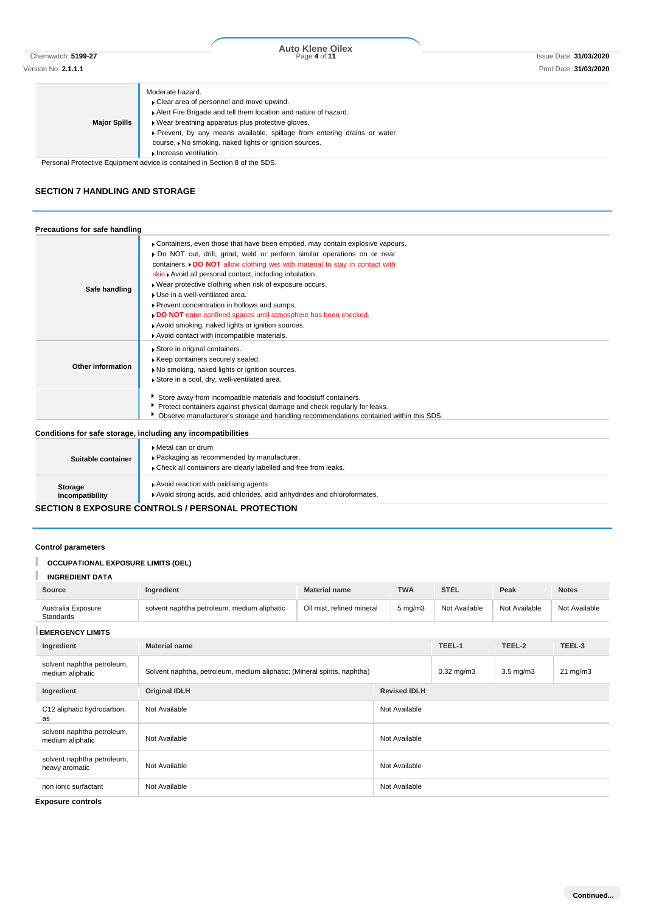| | |
|---|---|
| **Major Spills** | Moderate hazard.<br>▸ Clear area of personnel and move upwind.<br>▸ Alert Fire Brigade and tell them location and nature of hazard.<br>▸ Wear breathing apparatus plus protective gloves.<br>▸ Prevent, by any means available, spillage from entering drains or water course. ▸ No smoking, naked lights or ignition sources.<br>▸ Increase ventilation. |

Personal Protective Equipment advice is contained in Section 8 of the SDS.

## SECTION 7 HANDLING AND STORAGE

### Precautions for safe handling

| | |
|---|---|
| **Safe handling** | ▸ Containers, even those that have been emptied, may contain explosive vapours.<br>▸ Do NOT cut, drill, grind, weld or perform similar operations on or near containers. ▸ **DO NOT** allow clothing wet with material to stay in contact with skin ▸ Avoid all personal contact, including inhalation.<br>▸ Wear protective clothing when risk of exposure occurs.<br>▸ Use in a well-ventilated area.<br>▸ Prevent concentration in hollows and sumps.<br>▸ **DO NOT** enter confined spaces until atmosphere has been checked.<br>▸ Avoid smoking, naked lights or ignition sources.<br>▸ Avoid contact with incompatible materials. |
| **Other information** | ▸ Store in original containers.<br>▸ Keep containers securely sealed.<br>▸ No smoking, naked lights or ignition sources.<br>▸ Store in a cool, dry, well-ventilated area. |
| | ▸ Store away from incompatible materials and foodstuff containers.<br>▸ Protect containers against physical damage and check regularly for leaks.<br>▸ Observe manufacturer's storage and handling recommendations contained within this SDS. |

### Conditions for safe storage, including any incompatibilities

| | |
|---|---|
| **Suitable container** | ▸ Metal can or drum<br>▸ Packaging as recommended by manufacturer.<br>▸ Check all containers are clearly labelled and free from leaks. |
| **Storage incompatibility** | ▸ Avoid reaction with oxidising agents<br>▸ Avoid strong acids, acid chlorides, acid anhydrides and chloroformates. |

## SECTION 8 EXPOSURE CONTROLS / PERSONAL PROTECTION

### Control parameters

**OCCUPATIONAL EXPOSURE LIMITS (OEL)**

**INGREDIENT DATA**

| Source | Ingredient | Material name | TWA | STEL | Peak | Notes |
|---|---|---|---|---|---|---|
| Australia Exposure Standards | solvent naphtha petroleum, medium aliphatic | Oil mist, refined mineral | 5 mg/m3 | Not Available | Not Available | Not Available |

**EMERGENCY LIMITS**

| Ingredient | Material name | TEEL-1 | TEEL-2 | TEEL-3 |
|---|---|---|---|---|
| solvent naphtha petroleum, medium aliphatic | Solvent naphtha, petroleum, medium aliphatic; (Mineral spirits, naphtha) | 0.32 mg/m3 | 3.5 mg/m3 | 21 mg/m3 |

| Ingredient | Original IDLH | Revised IDLH |
|---|---|---|
| C12 aliphatic hydrocarbon, as | Not Available | Not Available |
| solvent naphtha petroleum, medium aliphatic | Not Available | Not Available |
| solvent naphtha petroleum, heavy aromatic | Not Available | Not Available |
| non ionic surfactant | Not Available | Not Available |

### Exposure controls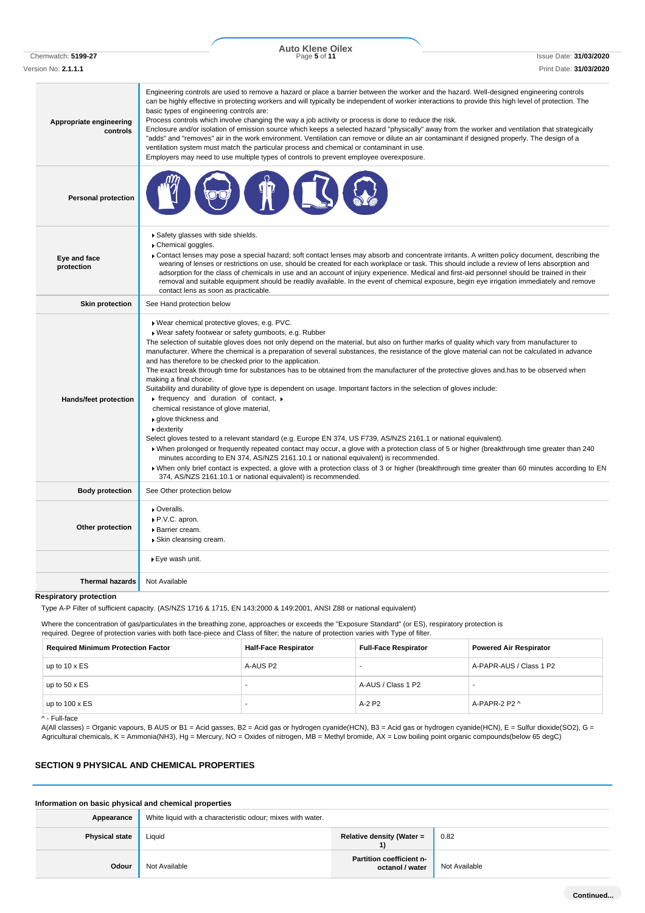| | |
|---|---|
| **Appropriate engineering controls** | Engineering controls are used to remove a hazard or place a barrier between the worker and the hazard. Well-designed engineering controls can be highly effective in protecting workers and will typically be independent of worker interactions to provide this high level of protection. The basic types of engineering controls are:<br>Process controls which involve changing the way a job activity or process is done to reduce the risk.<br>Enclosure and/or isolation of emission source which keeps a selected hazard "physically" away from the worker and ventilation that strategically "adds" and "removes" air in the work environment. Ventilation can remove or dilute an air contaminant if designed properly. The design of a ventilation system must match the particular process and chemical or contaminant in use.<br>Employers may need to use multiple types of controls to prevent employee overexposure. |
| **Personal protection** | |
| **Eye and face protection** | ▸ Safety glasses with side shields.<br>▸ Chemical goggles.<br>▸ Contact lenses may pose a special hazard; soft contact lenses may absorb and concentrate irritants. A written policy document, describing the wearing of lenses or restrictions on use, should be created for each workplace or task. This should include a review of lens absorption and adsorption for the class of chemicals in use and an account of injury experience. Medical and first-aid personnel should be trained in their removal and suitable equipment should be readily available. In the event of chemical exposure, begin eye irrigation immediately and remove contact lens as soon as practicable. |
| **Skin protection** | See Hand protection below |
| **Hands/feet protection** | ▸ Wear chemical protective gloves, e.g. PVC.<br>▸ Wear safety footwear or safety gumboots, e.g. Rubber<br>The selection of suitable gloves does not only depend on the material, but also on further marks of quality which vary from manufacturer to manufacturer. Where the chemical is a preparation of several substances, the resistance of the glove material can not be calculated in advance and has therefore to be checked prior to the application.<br>The exact break through time for substances has to be obtained from the manufacturer of the protective gloves and.has to be observed when making a final choice.<br>Suitability and durability of glove type is dependent on usage. Important factors in the selection of gloves include:<br>▸ frequency and duration of contact, ▸ chemical resistance of glove material,<br>▸ glove thickness and<br>▸ dexterity<br>Select gloves tested to a relevant standard (e.g. Europe EN 374, US F739, AS/NZS 2161.1 or national equivalent).<br>▸ When prolonged or frequently repeated contact may occur, a glove with a protection class of 5 or higher (breakthrough time greater than 240 minutes according to EN 374, AS/NZS 2161.10.1 or national equivalent) is recommended.<br>▸ When only brief contact is expected, a glove with a protection class of 3 or higher (breakthrough time greater than 60 minutes according to EN 374, AS/NZS 2161.10.1 or national equivalent) is recommended. |
| **Body protection** | See Other protection below |
| **Other protection** | ▸ Overalls.<br>▸ P.V.C. apron.<br>▸ Barrier cream.<br>▸ Skin cleansing cream. |
| | ▸ Eye wash unit. |
| **Thermal hazards** | Not Available |

**Respiratory protection**

Type A-P Filter of sufficient capacity. (AS/NZS 1716 & 1715, EN 143:2000 & 149:2001, ANSI Z88 or national equivalent)

Where the concentration of gas/particulates in the breathing zone, approaches or exceeds the "Exposure Standard" (or ES), respiratory protection is required. Degree of protection varies with both face-piece and Class of filter; the nature of protection varies with Type of filter.

| Required Minimum Protection Factor | Half-Face Respirator | Full-Face Respirator | Powered Air Respirator |
|---|---|---|---|
| up to 10 x ES | A-AUS P2 | - | A-PAPR-AUS / Class 1 P2 |
| up to 50 x ES | - | A-AUS / Class 1 P2 | - |
| up to 100 x ES | - | A-2 P2 | A-PAPR-2 P2 ^ |

^ - Full-face

A(All classes) = Organic vapours, B AUS or B1 = Acid gasses, B2 = Acid gas or hydrogen cyanide(HCN), B3 = Acid gas or hydrogen cyanide(HCN), E = Sulfur dioxide(SO2), G = Agricultural chemicals, K = Ammonia(NH3), Hg = Mercury, NO = Oxides of nitrogen, MB = Methyl bromide, AX = Low boiling point organic compounds(below 65 degC)

## SECTION 9 PHYSICAL AND CHEMICAL PROPERTIES

### Information on basic physical and chemical properties

| | | | |
|---|---|---|---|
| **Appearance** | White liquid with a characteristic odour; mixes with water. | | |
| **Physical state** | Liquid | **Relative density (Water = 1)** | 0.82 |
| **Odour** | Not Available | **Partition coefficient n-octanol / water** | Not Available |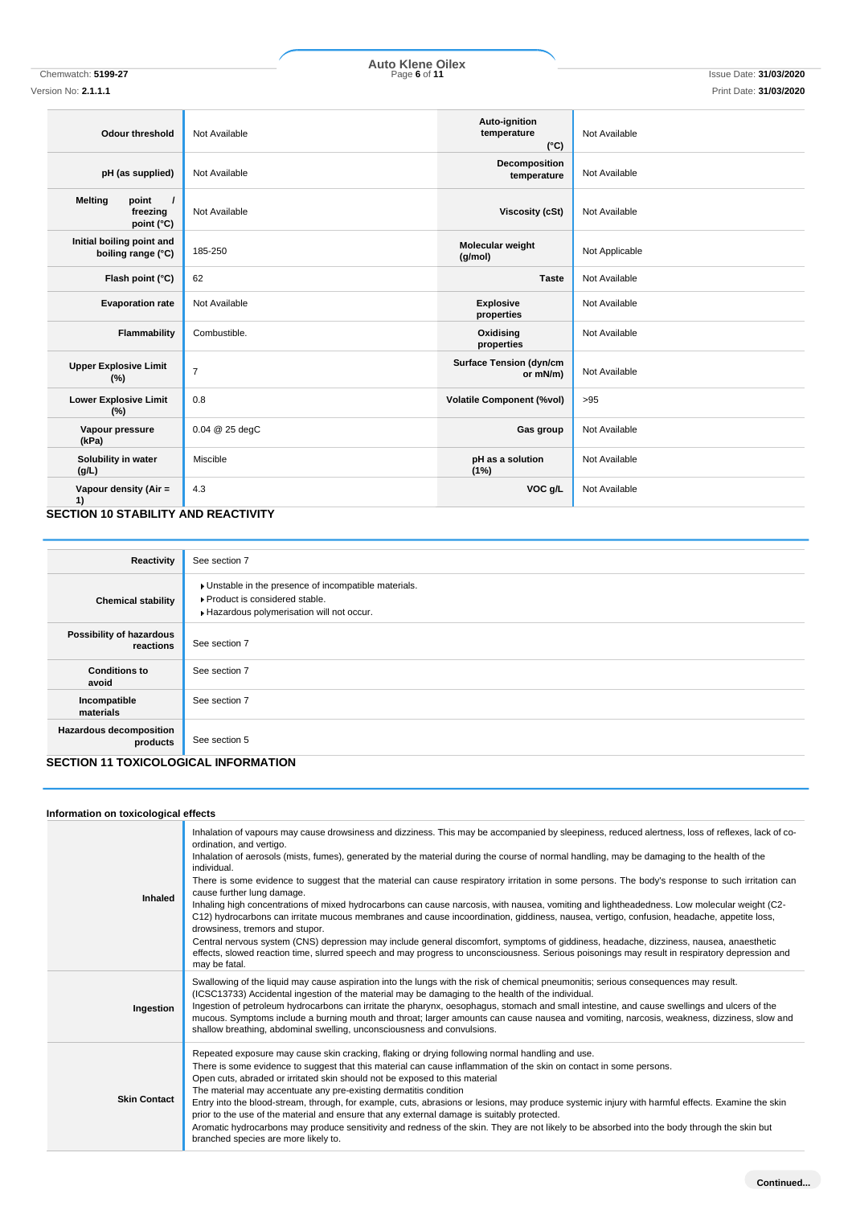| Odour threshold | Not Available | Auto-ignition temperature (°C) | Not Available |
|---|---|---|---|
| pH (as supplied) | Not Available | Decomposition temperature | Not Available |
| Melting point / freezing point (°C) | Not Available | Viscosity (cSt) | Not Available |
| Initial boiling point and boiling range (°C) | 185-250 | Molecular weight (g/mol) | Not Applicable |
| Flash point (°C) | 62 | Taste | Not Available |
| Evaporation rate | Not Available | Explosive properties | Not Available |
| Flammability | Combustible. | Oxidising properties | Not Available |
| Upper Explosive Limit (%) | 7 | Surface Tension (dyn/cm or mN/m) | Not Available |
| Lower Explosive Limit (%) | 0.8 | Volatile Component (%vol) | >95 |
| Vapour pressure (kPa) | 0.04 @ 25 degC | Gas group | Not Available |
| Solubility in water (g/L) | Miscible | pH as a solution (1%) | Not Available |
| Vapour density (Air = 1) | 4.3 | VOC g/L | Not Available |

## SECTION 10 STABILITY AND REACTIVITY

| Reactivity | See section 7 |
|---|---|
| Chemical stability | ▸ Unstable in the presence of incompatible materials.<br>▸ Product is considered stable.<br>▸ Hazardous polymerisation will not occur. |
| Possibility of hazardous reactions | See section 7 |
| Conditions to avoid | See section 7 |
| Incompatible materials | See section 7 |
| Hazardous decomposition products | See section 5 |

## SECTION 11 TOXICOLOGICAL INFORMATION

**Information on toxicological effects**

| | |
|---|---|
| Inhaled | Inhalation of vapours may cause drowsiness and dizziness. This may be accompanied by sleepiness, reduced alertness, loss of reflexes, lack of co-ordination, and vertigo.<br>Inhalation of aerosols (mists, fumes), generated by the material during the course of normal handling, may be damaging to the health of the individual.<br>There is some evidence to suggest that the material can cause respiratory irritation in some persons. The body's response to such irritation can cause further lung damage.<br>Inhaling high concentrations of mixed hydrocarbons can cause narcosis, with nausea, vomiting and lightheadedness. Low molecular weight (C2-C12) hydrocarbons can irritate mucous membranes and cause incoordination, giddiness, nausea, vertigo, confusion, headache, appetite loss, drowsiness, tremors and stupor.<br>Central nervous system (CNS) depression may include general discomfort, symptoms of giddiness, headache, dizziness, nausea, anaesthetic effects, slowed reaction time, slurred speech and may progress to unconsciousness. Serious poisonings may result in respiratory depression and may be fatal. |
| Ingestion | Swallowing of the liquid may cause aspiration into the lungs with the risk of chemical pneumonitis; serious consequences may result. (ICSC13733) Accidental ingestion of the material may be damaging to the health of the individual.<br>Ingestion of petroleum hydrocarbons can irritate the pharynx, oesophagus, stomach and small intestine, and cause swellings and ulcers of the mucous. Symptoms include a burning mouth and throat; larger amounts can cause nausea and vomiting, narcosis, weakness, dizziness, slow and shallow breathing, abdominal swelling, unconsciousness and convulsions. |
| Skin Contact | Repeated exposure may cause skin cracking, flaking or drying following normal handling and use.<br>There is some evidence to suggest that this material can cause inflammation of the skin on contact in some persons.<br>Open cuts, abraded or irritated skin should not be exposed to this material<br>The material may accentuate any pre-existing dermatitis condition<br>Entry into the blood-stream, through, for example, cuts, abrasions or lesions, may produce systemic injury with harmful effects. Examine the skin prior to the use of the material and ensure that any external damage is suitably protected.<br>Aromatic hydrocarbons may produce sensitivity and redness of the skin. They are not likely to be absorbed into the body through the skin but branched species are more likely to. |

Continued...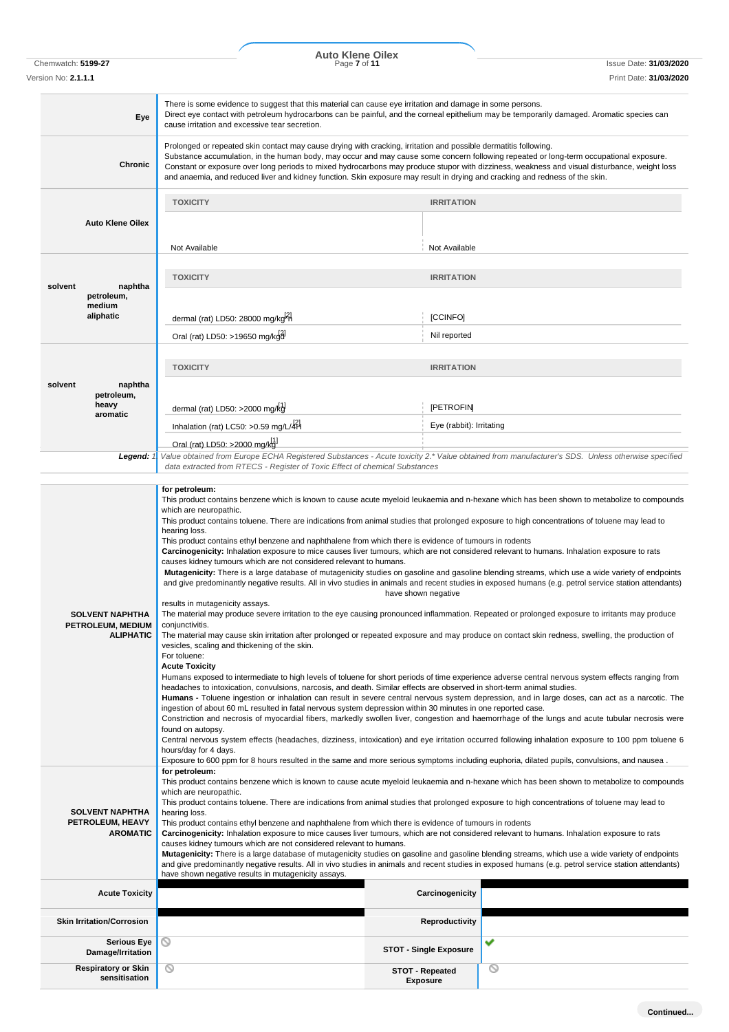| | |
|---|---|
| **Eye** | There is some evidence to suggest that this material can cause eye irritation and damage in some persons.<br>Direct eye contact with petroleum hydrocarbons can be painful, and the corneal epithelium may be temporarily damaged. Aromatic species can cause irritation and excessive tear secretion. |
| **Chronic** | Prolonged or repeated skin contact may cause drying with cracking, irritation and possible dermatitis following.<br>Substance accumulation, in the human body, may occur and may cause some concern following repeated or long-term occupational exposure.<br>Constant or exposure over long periods to mixed hydrocarbons may produce stupor with dizziness, weakness and visual disturbance, weight loss and anaemia, and reduced liver and kidney function. Skin exposure may result in drying and cracking and redness of the skin. |

| | TOXICITY | IRRITATION |
|---|---|---|
| **Auto Klene Oilex** | Not Available | Not Available |
| **solvent naphtha petroleum, medium aliphatic** | dermal (rat) LD50: 28000 mg/kg[2] | [CCINFO] |
| | Oral (rat) LD50: >19650 mg/kgd[2] | Nil reported |
| **solvent naphtha petroleum, heavy aromatic** | dermal (rat) LD50: >2000 mg/kg[1] | [PETROFIN] |
| | Inhalation (rat) LC50: >0.59 mg/L/4H[2] | Eye (rabbit): Irritating |
| | Oral (rat) LD50: >2000 mg/kg[1] | |

***Legend:*** *1 Value obtained from Europe ECHA Registered Substances - Acute toxicity 2.\* Value obtained from manufacturer's SDS. Unless otherwise specified data extracted from RTECS - Register of Toxic Effect of chemical Substances*

| | |
|---|---|
| **SOLVENT NAPHTHA PETROLEUM, MEDIUM ALIPHATIC** | **for petroleum:**<br>This product contains benzene which is known to cause acute myeloid leukaemia and n-hexane which has been shown to metabolize to compounds which are neuropathic.<br>This product contains toluene. There are indications from animal studies that prolonged exposure to high concentrations of toluene may lead to hearing loss.<br>This product contains ethyl benzene and naphthalene from which there is evidence of tumours in rodents<br>**Carcinogenicity:** Inhalation exposure to mice causes liver tumours, which are not considered relevant to humans. Inhalation exposure to rats causes kidney tumours which are not considered relevant to humans.<br>**Mutagenicity:** There is a large database of mutagenicity studies on gasoline and gasoline blending streams, which use a wide variety of endpoints and give predominantly negative results. All in vivo studies in animals and recent studies in exposed humans (e.g. petrol service station attendants) have shown negative results in mutagenicity assays.<br>The material may produce severe irritation to the eye causing pronounced inflammation. Repeated or prolonged exposure to irritants may produce conjunctivitis.<br>The material may cause skin irritation after prolonged or repeated exposure and may produce on contact skin redness, swelling, the production of vesicles, scaling and thickening of the skin.<br>For toluene:<br>**Acute Toxicity**<br>Humans exposed to intermediate to high levels of toluene for short periods of time experience adverse central nervous system effects ranging from headaches to intoxication, convulsions, narcosis, and death. Similar effects are observed in short-term animal studies.<br>**Humans -** Toluene ingestion or inhalation can result in severe central nervous system depression, and in large doses, can act as a narcotic. The ingestion of about 60 mL resulted in fatal nervous system depression within 30 minutes in one reported case.<br>Constriction and necrosis of myocardial fibers, markedly swollen liver, congestion and haemorrhage of the lungs and acute tubular necrosis were found on autopsy.<br>Central nervous system effects (headaches, dizziness, intoxication) and eye irritation occurred following inhalation exposure to 100 ppm toluene 6 hours/day for 4 days.<br>Exposure to 600 ppm for 8 hours resulted in the same and more serious symptoms including euphoria, dilated pupils, convulsions, and nausea . |
| **SOLVENT NAPHTHA PETROLEUM, HEAVY AROMATIC** | **for petroleum:**<br>This product contains benzene which is known to cause acute myeloid leukaemia and n-hexane which has been shown to metabolize to compounds which are neuropathic.<br>This product contains toluene. There are indications from animal studies that prolonged exposure to high concentrations of toluene may lead to hearing loss.<br>This product contains ethyl benzene and naphthalene from which there is evidence of tumours in rodents<br>**Carcinogenicity:** Inhalation exposure to mice causes liver tumours, which are not considered relevant to humans. Inhalation exposure to rats causes kidney tumours which are not considered relevant to humans.<br>**Mutagenicity:** There is a large database of mutagenicity studies on gasoline and gasoline blending streams, which use a wide variety of endpoints and give predominantly negative results. All in vivo studies in animals and recent studies in exposed humans (e.g. petrol service station attendants) have shown negative results in mutagenicity assays. |

| | | | |
|---|---|---|---|
| **Acute Toxicity** | ■ | **Carcinogenicity** | ■ |
| **Skin Irritation/Corrosion** | ■ | **Reproductivity** | ■ |
| **Serious Eye Damage/Irritation** | ⊘ | **STOT - Single Exposure** | ✔ |
| **Respiratory or Skin sensitisation** | ⊘ | **STOT - Repeated Exposure** | ⊘ |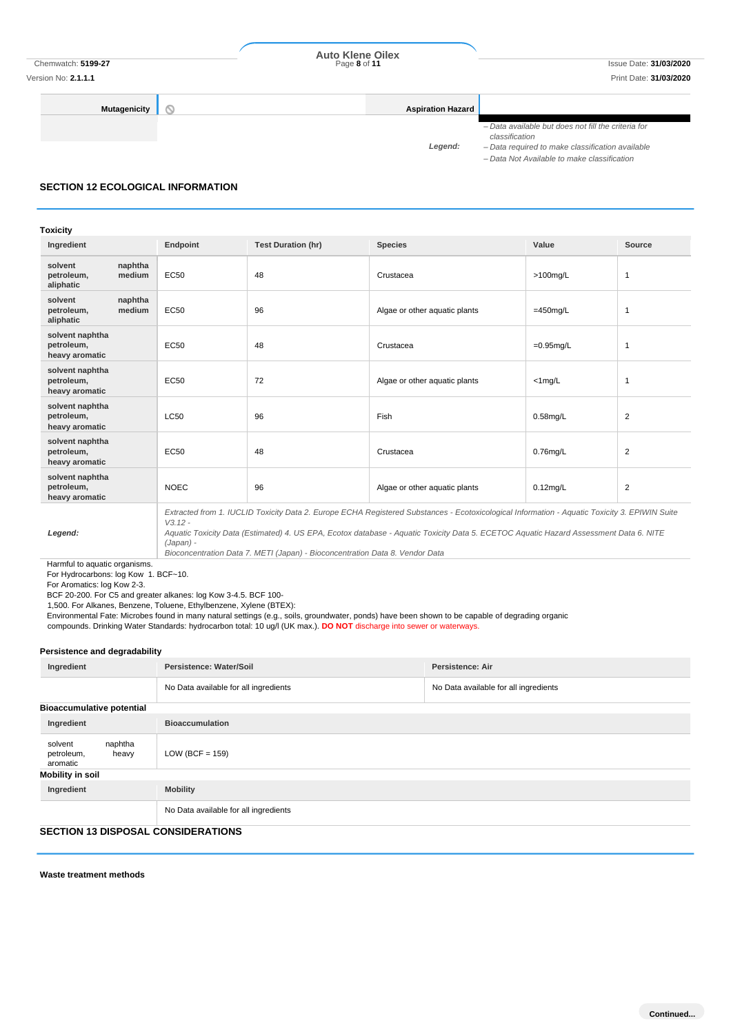| Mutagenicity | ⦸ | Aspiration Hazard | |
|---|---|---|---|

**Legend:**
– Data available but does not fill the criteria for classification
– Data required to make classification available
– Data Not Available to make classification

## SECTION 12 ECOLOGICAL INFORMATION

### Toxicity

| Ingredient | Endpoint | Test Duration (hr) | Species | Value | Source |
|---|---|---|---|---|---|
| solvent naphtha petroleum, medium aliphatic | EC50 | 48 | Crustacea | >100mg/L | 1 |
| solvent naphtha petroleum, medium aliphatic | EC50 | 96 | Algae or other aquatic plants | =450mg/L | 1 |
| solvent naphtha petroleum, heavy aromatic | EC50 | 48 | Crustacea | =0.95mg/L | 1 |
| solvent naphtha petroleum, heavy aromatic | EC50 | 72 | Algae or other aquatic plants | <1mg/L | 1 |
| solvent naphtha petroleum, heavy aromatic | LC50 | 96 | Fish | 0.58mg/L | 2 |
| solvent naphtha petroleum, heavy aromatic | EC50 | 48 | Crustacea | 0.76mg/L | 2 |
| solvent naphtha petroleum, heavy aromatic | NOEC | 96 | Algae or other aquatic plants | 0.12mg/L | 2 |
| *Legend:* | *Extracted from 1. IUCLID Toxicity Data 2. Europe ECHA Registered Substances - Ecotoxicological Information - Aquatic Toxicity 3. EPIWIN Suite V3.12 - Aquatic Toxicity Data (Estimated) 4. US EPA, Ecotox database - Aquatic Toxicity Data 5. ECETOC Aquatic Hazard Assessment Data 6. NITE (Japan) - Bioconcentration Data 7. METI (Japan) - Bioconcentration Data 8. Vendor Data* | | | | |

Harmful to aquatic organisms.
For Hydrocarbons: log Kow 1. BCF~10.
For Aromatics: log Kow 2-3.
BCF 20-200. For C5 and greater alkanes: log Kow 3-4.5. BCF 100-
1,500. For Alkanes, Benzene, Toluene, Ethylbenzene, Xylene (BTEX):
Environmental Fate: Microbes found in many natural settings (e.g., soils, groundwater, ponds) have been shown to be capable of degrading organic compounds. Drinking Water Standards: hydrocarbon total: 10 ug/l (UK max.). **DO NOT** discharge into sewer or waterways.

### Persistence and degradability

| Ingredient | Persistence: Water/Soil | Persistence: Air |
|---|---|---|
| | No Data available for all ingredients | No Data available for all ingredients |

### Bioaccumulative potential

| Ingredient | Bioaccumulation |
|---|---|
| solvent naphtha petroleum, heavy aromatic | LOW (BCF = 159) |

### Mobility in soil

| Ingredient | Mobility |
|---|---|
| | No Data available for all ingredients |

## SECTION 13 DISPOSAL CONSIDERATIONS

### Waste treatment methods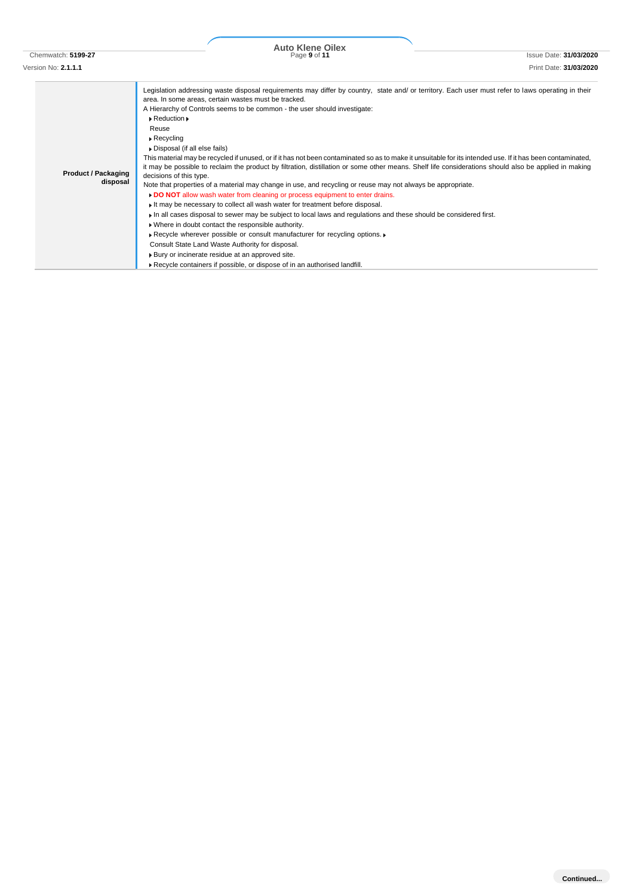| | |
|---|---|
| **Product / Packaging disposal** | Legislation addressing waste disposal requirements may differ by country, state and/ or territory. Each user must refer to laws operating in their area. In some areas, certain wastes must be tracked.<br>A Hierarchy of Controls seems to be common - the user should investigate:<br>▸ Reduction ▸<br>Reuse<br>▸ Recycling<br>▸ Disposal (if all else fails)<br>This material may be recycled if unused, or if it has not been contaminated so as to make it unsuitable for its intended use. If it has been contaminated, it may be possible to reclaim the product by filtration, distillation or some other means. Shelf life considerations should also be applied in making decisions of this type.<br>Note that properties of a material may change in use, and recycling or reuse may not always be appropriate.<br>▸ **DO NOT** allow wash water from cleaning or process equipment to enter drains.<br>▸ It may be necessary to collect all wash water for treatment before disposal.<br>▸ In all cases disposal to sewer may be subject to local laws and regulations and these should be considered first.<br>▸ Where in doubt contact the responsible authority.<br>▸ Recycle wherever possible or consult manufacturer for recycling options. ▸<br>Consult State Land Waste Authority for disposal.<br>▸ Bury or incinerate residue at an approved site.<br>▸ Recycle containers if possible, or dispose of in an authorised landfill. |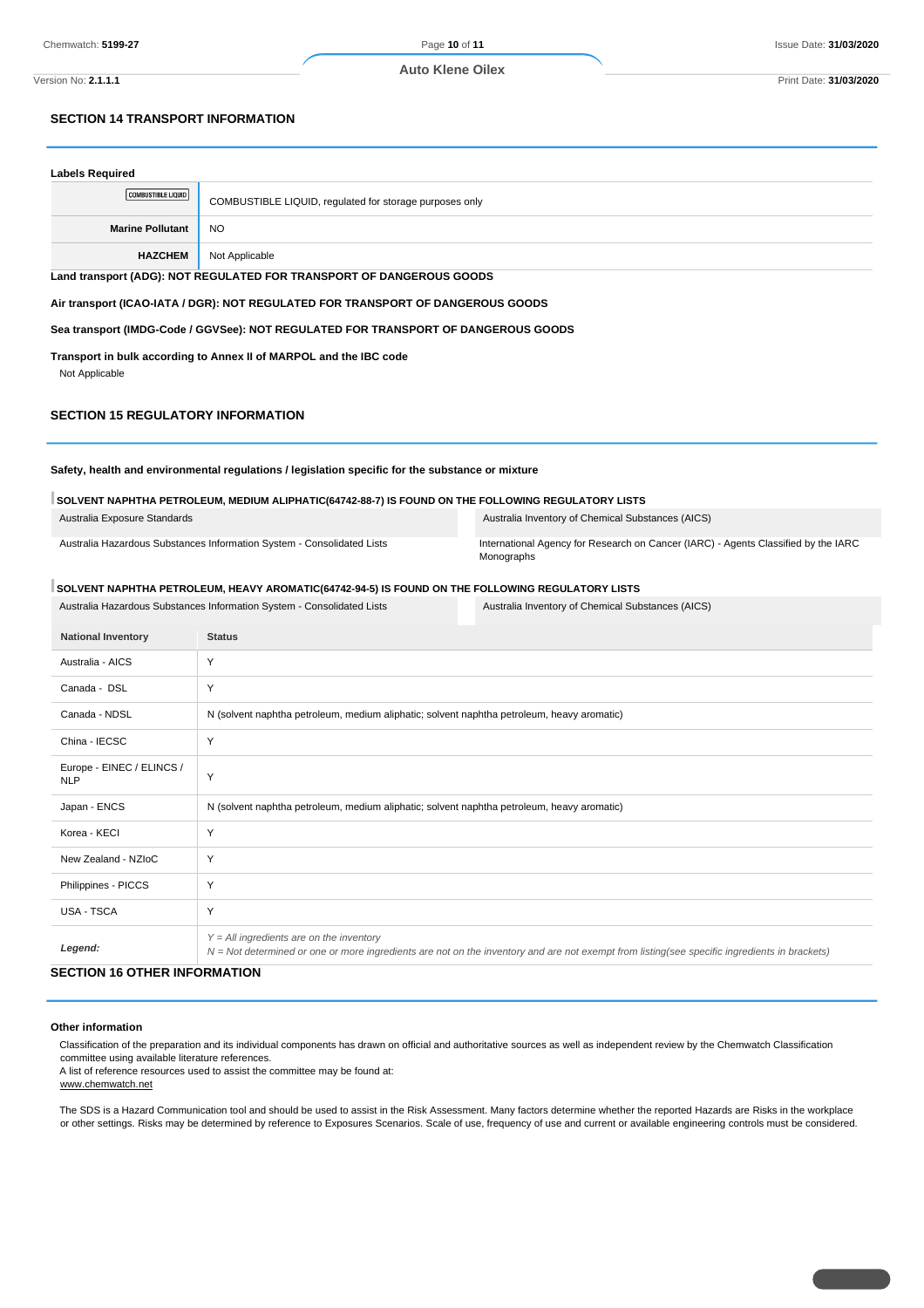## SECTION 14 TRANSPORT INFORMATION

**Labels Required**

| | |
|---|---|
| COMBUSTIBLE LIQUID | COMBUSTIBLE LIQUID, regulated for storage purposes only |
| **Marine Pollutant** | NO |
| **HAZCHEM** | Not Applicable |

**Land transport (ADG): NOT REGULATED FOR TRANSPORT OF DANGEROUS GOODS**

**Air transport (ICAO-IATA / DGR): NOT REGULATED FOR TRANSPORT OF DANGEROUS GOODS**

**Sea transport (IMDG-Code / GGVSee): NOT REGULATED FOR TRANSPORT OF DANGEROUS GOODS**

**Transport in bulk according to Annex II of MARPOL and the IBC code**

Not Applicable

## SECTION 15 REGULATORY INFORMATION

**Safety, health and environmental regulations / legislation specific for the substance or mixture**

**SOLVENT NAPHTHA PETROLEUM, MEDIUM ALIPHATIC(64742-88-7) IS FOUND ON THE FOLLOWING REGULATORY LISTS**

| | |
|---|---|
| Australia Exposure Standards | Australia Inventory of Chemical Substances (AICS) |
| Australia Hazardous Substances Information System - Consolidated Lists | International Agency for Research on Cancer (IARC) - Agents Classified by the IARC Monographs |

**SOLVENT NAPHTHA PETROLEUM, HEAVY AROMATIC(64742-94-5) IS FOUND ON THE FOLLOWING REGULATORY LISTS**

| | |
|---|---|
| Australia Hazardous Substances Information System - Consolidated Lists | Australia Inventory of Chemical Substances (AICS) |

| National Inventory | Status |
|---|---|
| Australia - AICS | Y |
| Canada - DSL | Y |
| Canada - NDSL | N (solvent naphtha petroleum, medium aliphatic; solvent naphtha petroleum, heavy aromatic) |
| China - IECSC | Y |
| Europe - EINEC / ELINCS / NLP | Y |
| Japan - ENCS | N (solvent naphtha petroleum, medium aliphatic; solvent naphtha petroleum, heavy aromatic) |
| Korea - KECI | Y |
| New Zealand - NZIoC | Y |
| Philippines - PICCS | Y |
| USA - TSCA | Y |
| ***Legend:*** | *Y = All ingredients are on the inventory*<br>*N = Not determined or one or more ingredients are not on the inventory and are not exempt from listing(see specific ingredients in brackets)* |

## SECTION 16 OTHER INFORMATION

**Other information**

Classification of the preparation and its individual components has drawn on official and authoritative sources as well as independent review by the Chemwatch Classification committee using available literature references.
A list of reference resources used to assist the committee may be found at:
www.chemwatch.net

The SDS is a Hazard Communication tool and should be used to assist in the Risk Assessment. Many factors determine whether the reported Hazards are Risks in the workplace or other settings. Risks may be determined by reference to Exposures Scenarios. Scale of use, frequency of use and current or available engineering controls must be considered.